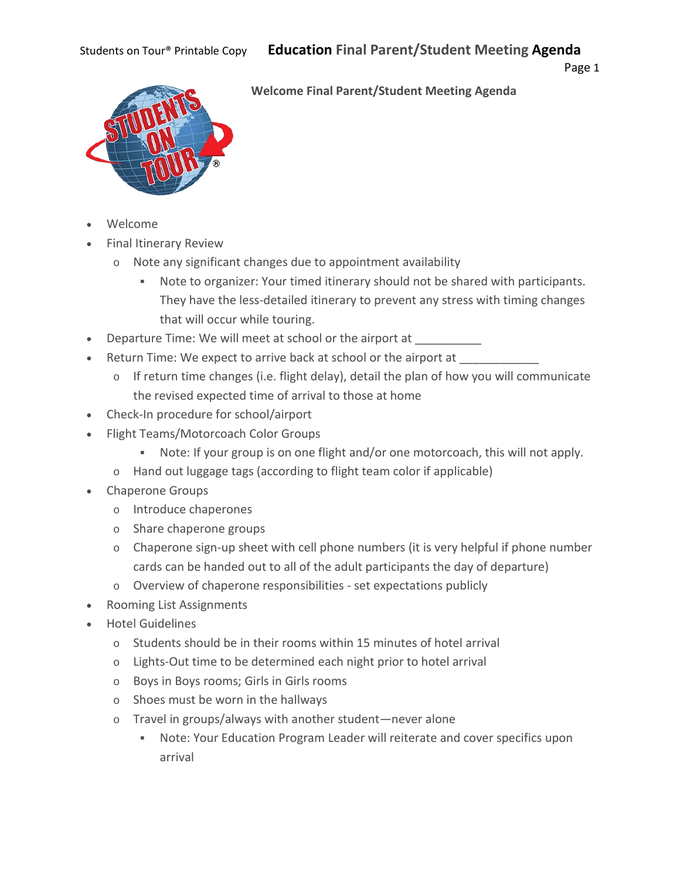# Education Final Parent/Student Meeting Agenda

**Welcome Final Parent/Student Meeting Agenda**

- Welcome
- Final Itinerary Review
  - Note any significant changes due to appointment availability
    - Note to organizer: Your timed itinerary should not be shared with participants. They have the less-detailed itinerary to prevent any stress with timing changes that will occur while touring.
- Departure Time: We will meet at school or the airport at __________
- Return Time: We expect to arrive back at school or the airport at ____________
  - If return time changes (i.e. flight delay), detail the plan of how you will communicate the revised expected time of arrival to those at home
- Check-In procedure for school/airport
- Flight Teams/Motorcoach Color Groups
    - Note: If your group is on one flight and/or one motorcoach, this will not apply.
  - Hand out luggage tags (according to flight team color if applicable)
- Chaperone Groups
  - Introduce chaperones
  - Share chaperone groups
  - Chaperone sign-up sheet with cell phone numbers (it is very helpful if phone number cards can be handed out to all of the adult participants the day of departure)
  - Overview of chaperone responsibilities - set expectations publicly
- Rooming List Assignments
- Hotel Guidelines
  - Students should be in their rooms within 15 minutes of hotel arrival
  - Lights-Out time to be determined each night prior to hotel arrival
  - Boys in Boys rooms; Girls in Girls rooms
  - Shoes must be worn in the hallways
  - Travel in groups/always with another student—never alone
    - Note: Your Education Program Leader will reiterate and cover specifics upon arrival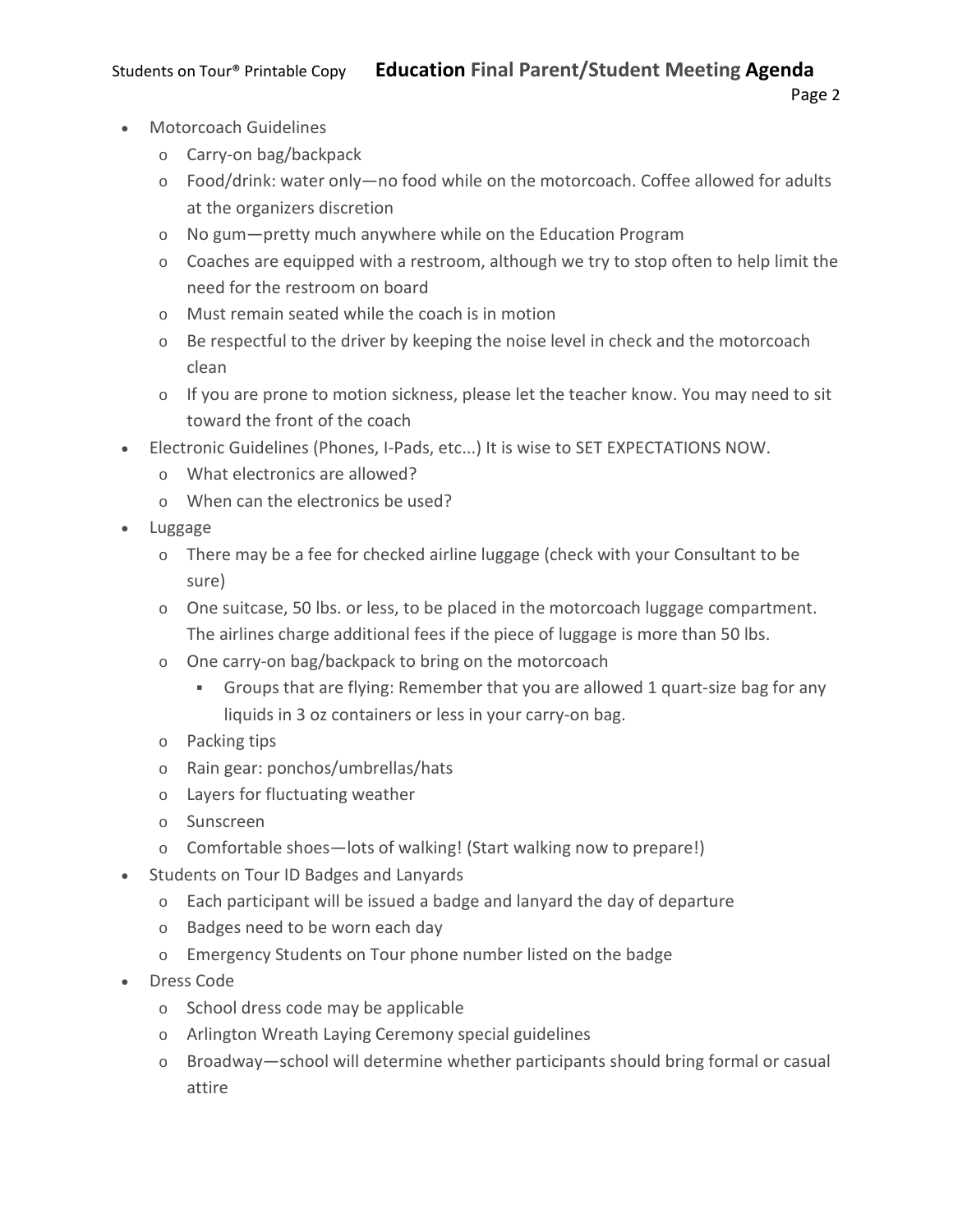- Motorcoach Guidelines
  - Carry-on bag/backpack
  - Food/drink: water only—no food while on the motorcoach. Coffee allowed for adults at the organizers discretion
  - No gum—pretty much anywhere while on the Education Program
  - Coaches are equipped with a restroom, although we try to stop often to help limit the need for the restroom on board
  - Must remain seated while the coach is in motion
  - Be respectful to the driver by keeping the noise level in check and the motorcoach clean
  - If you are prone to motion sickness, please let the teacher know. You may need to sit toward the front of the coach
- Electronic Guidelines (Phones, I-Pads, etc...) It is wise to SET EXPECTATIONS NOW.
  - What electronics are allowed?
  - When can the electronics be used?
- Luggage
  - There may be a fee for checked airline luggage (check with your Consultant to be sure)
  - One suitcase, 50 lbs. or less, to be placed in the motorcoach luggage compartment. The airlines charge additional fees if the piece of luggage is more than 50 lbs.
  - One carry-on bag/backpack to bring on the motorcoach
    - Groups that are flying: Remember that you are allowed 1 quart-size bag for any liquids in 3 oz containers or less in your carry-on bag.
  - Packing tips
  - Rain gear: ponchos/umbrellas/hats
  - Layers for fluctuating weather
  - Sunscreen
  - Comfortable shoes—lots of walking! (Start walking now to prepare!)
- Students on Tour ID Badges and Lanyards
  - Each participant will be issued a badge and lanyard the day of departure
  - Badges need to be worn each day
  - Emergency Students on Tour phone number listed on the badge
- Dress Code
  - School dress code may be applicable
  - Arlington Wreath Laying Ceremony special guidelines
  - Broadway—school will determine whether participants should bring formal or casual attire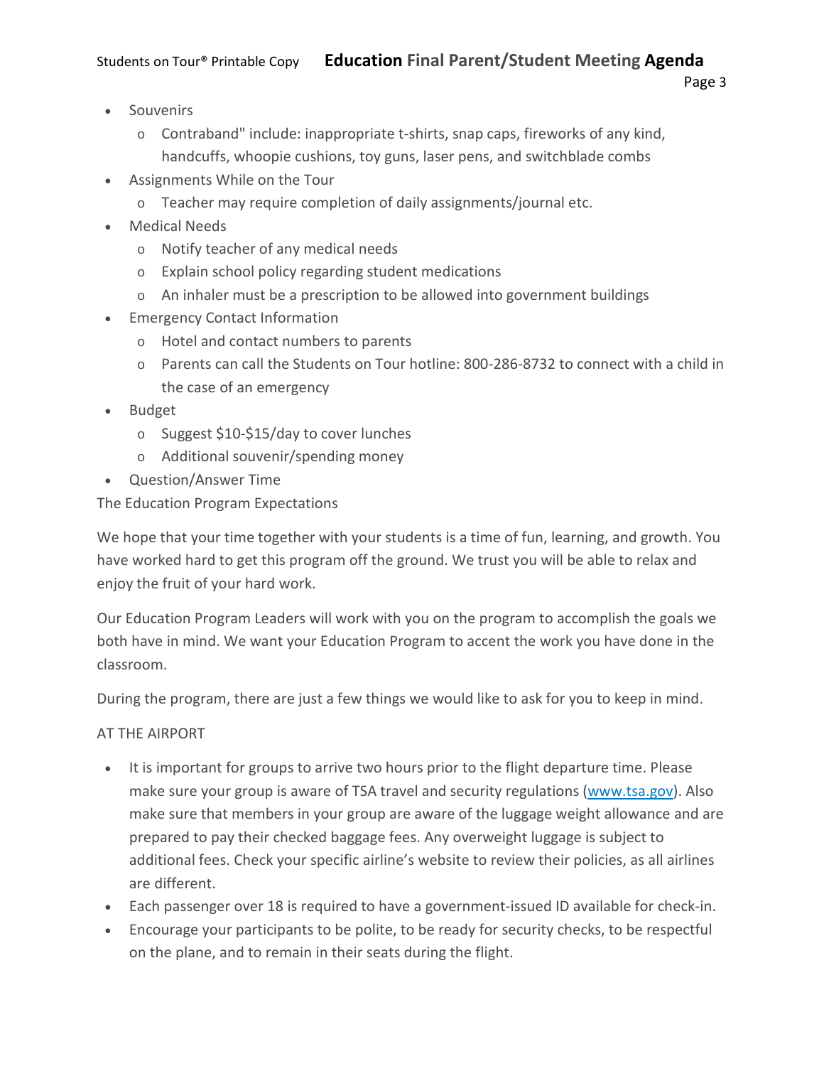- Souvenirs
  - Contraband" include: inappropriate t-shirts, snap caps, fireworks of any kind, handcuffs, whoopie cushions, toy guns, laser pens, and switchblade combs
- Assignments While on the Tour
  - Teacher may require completion of daily assignments/journal etc.
- Medical Needs
  - Notify teacher of any medical needs
  - Explain school policy regarding student medications
  - An inhaler must be a prescription to be allowed into government buildings
- Emergency Contact Information
  - Hotel and contact numbers to parents
  - Parents can call the Students on Tour hotline: 800-286-8732 to connect with a child in the case of an emergency
- Budget
  - Suggest $10-$15/day to cover lunches
  - Additional souvenir/spending money
- Question/Answer Time

The Education Program Expectations

We hope that your time together with your students is a time of fun, learning, and growth. You have worked hard to get this program off the ground. We trust you will be able to relax and enjoy the fruit of your hard work.

Our Education Program Leaders will work with you on the program to accomplish the goals we both have in mind. We want your Education Program to accent the work you have done in the classroom.

During the program, there are just a few things we would like to ask for you to keep in mind.

AT THE AIRPORT

- It is important for groups to arrive two hours prior to the flight departure time. Please make sure your group is aware of TSA travel and security regulations ([www.tsa.gov](http://www.tsa.gov)). Also make sure that members in your group are aware of the luggage weight allowance and are prepared to pay their checked baggage fees. Any overweight luggage is subject to additional fees. Check your specific airline's website to review their policies, as all airlines are different.
- Each passenger over 18 is required to have a government-issued ID available for check-in.
- Encourage your participants to be polite, to be ready for security checks, to be respectful on the plane, and to remain in their seats during the flight.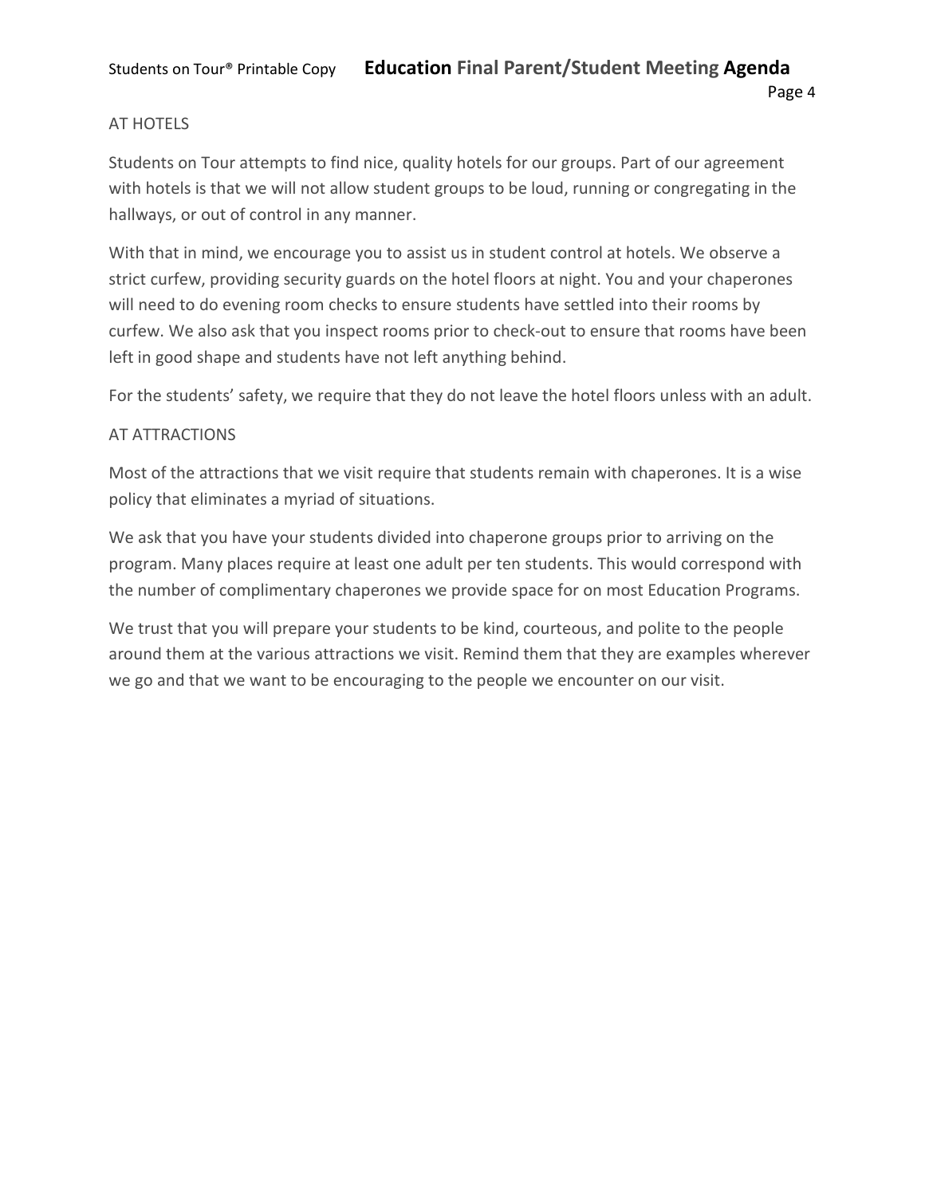## AT HOTELS

Students on Tour attempts to find nice, quality hotels for our groups. Part of our agreement with hotels is that we will not allow student groups to be loud, running or congregating in the hallways, or out of control in any manner.

With that in mind, we encourage you to assist us in student control at hotels. We observe a strict curfew, providing security guards on the hotel floors at night. You and your chaperones will need to do evening room checks to ensure students have settled into their rooms by curfew. We also ask that you inspect rooms prior to check-out to ensure that rooms have been left in good shape and students have not left anything behind.

For the students' safety, we require that they do not leave the hotel floors unless with an adult.

## AT ATTRACTIONS

Most of the attractions that we visit require that students remain with chaperones. It is a wise policy that eliminates a myriad of situations.

We ask that you have your students divided into chaperone groups prior to arriving on the program. Many places require at least one adult per ten students. This would correspond with the number of complimentary chaperones we provide space for on most Education Programs.

We trust that you will prepare your students to be kind, courteous, and polite to the people around them at the various attractions we visit. Remind them that they are examples wherever we go and that we want to be encouraging to the people we encounter on our visit.